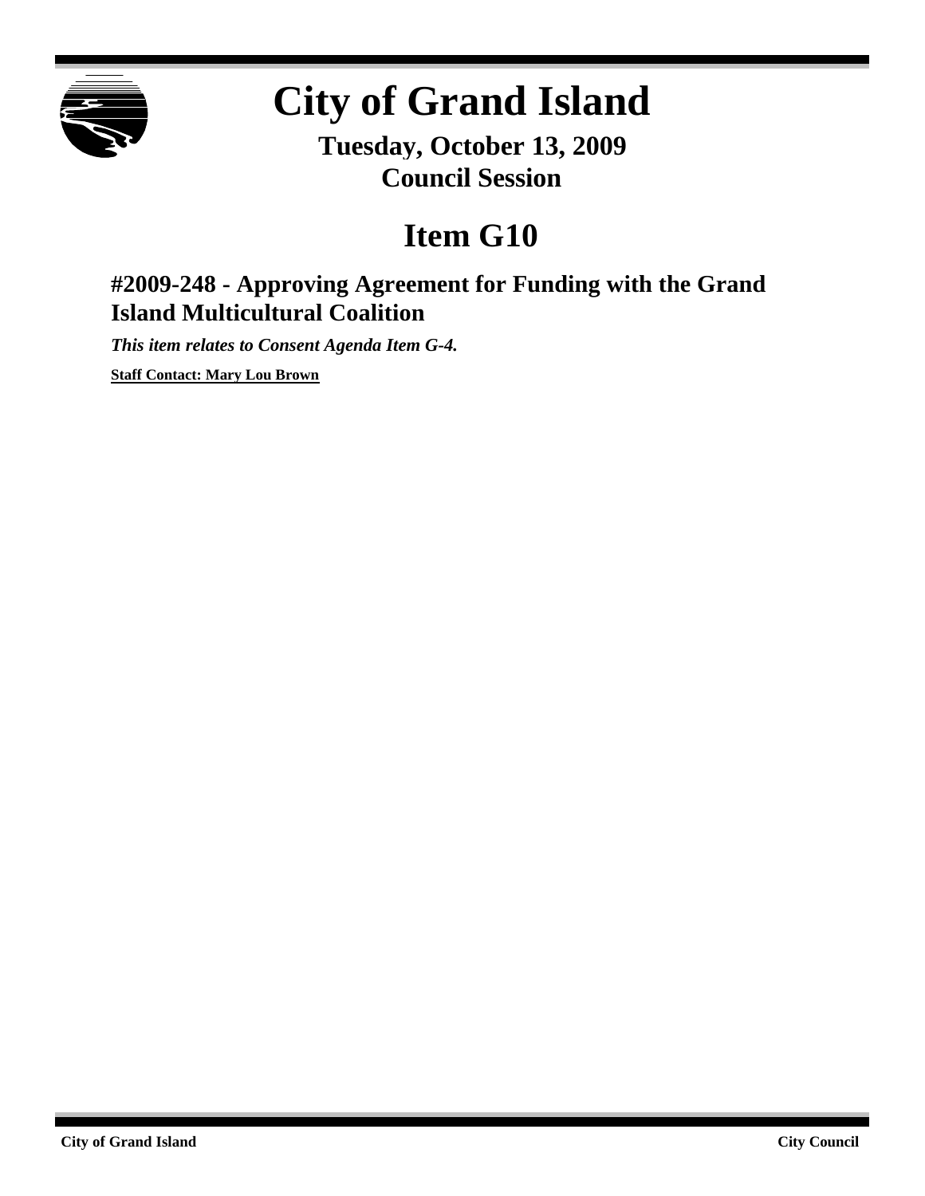# City of Grand Island

**Tuesday, October 13, 2009**
**Council Session**

# Item G10

## #2009-248 - Approving Agreement for Funding with the Grand Island Multicultural Coalition

***This item relates to Consent Agenda Item G-4.***

**Staff Contact: Mary Lou Brown**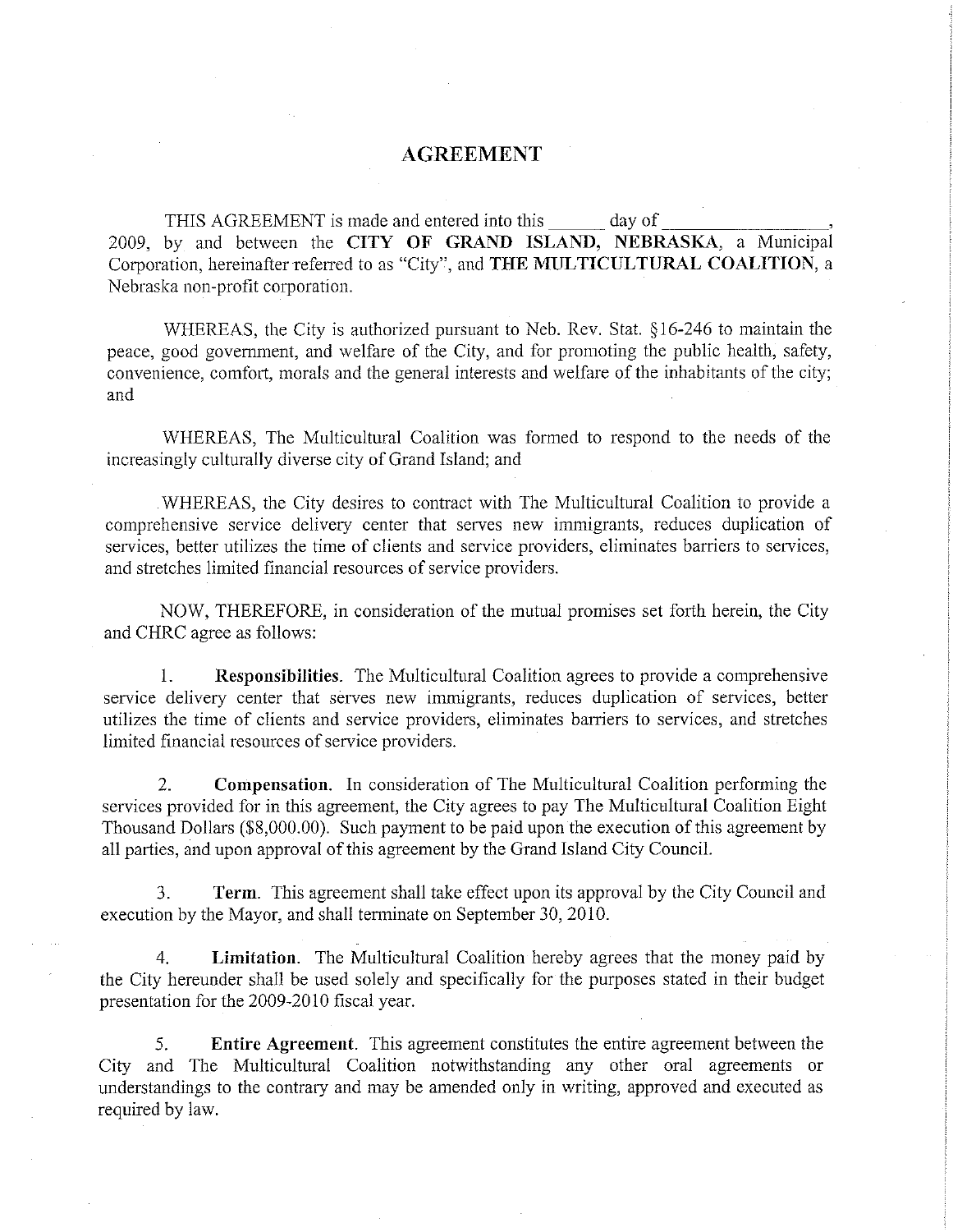# AGREEMENT

THIS AGREEMENT is made and entered into this ______ day of ________________, 2009, by and between the **CITY OF GRAND ISLAND, NEBRASKA**, a Municipal Corporation, hereinafter referred to as "City", and **THE MULTICULTURAL COALITION**, a Nebraska non-profit corporation.

WHEREAS, the City is authorized pursuant to Neb. Rev. Stat. §16-246 to maintain the peace, good government, and welfare of the City, and for promoting the public health, safety, convenience, comfort, morals and the general interests and welfare of the inhabitants of the city; and

WHEREAS, The Multicultural Coalition was formed to respond to the needs of the increasingly culturally diverse city of Grand Island; and

WHEREAS, the City desires to contract with The Multicultural Coalition to provide a comprehensive service delivery center that serves new immigrants, reduces duplication of services, better utilizes the time of clients and service providers, eliminates barriers to services, and stretches limited financial resources of service providers.

NOW, THEREFORE, in consideration of the mutual promises set forth herein, the City and CHRC agree as follows:

1. **Responsibilities**. The Multicultural Coalition agrees to provide a comprehensive service delivery center that serves new immigrants, reduces duplication of services, better utilizes the time of clients and service providers, eliminates barriers to services, and stretches limited financial resources of service providers.

2. **Compensation**. In consideration of The Multicultural Coalition performing the services provided for in this agreement, the City agrees to pay The Multicultural Coalition Eight Thousand Dollars ($8,000.00). Such payment to be paid upon the execution of this agreement by all parties, and upon approval of this agreement by the Grand Island City Council.

3. **Term**. This agreement shall take effect upon its approval by the City Council and execution by the Mayor, and shall terminate on September 30, 2010.

4. **Limitation**. The Multicultural Coalition hereby agrees that the money paid by the City hereunder shall be used solely and specifically for the purposes stated in their budget presentation for the 2009-2010 fiscal year.

5. **Entire Agreement**. This agreement constitutes the entire agreement between the City and The Multicultural Coalition notwithstanding any other oral agreements or understandings to the contrary and may be amended only in writing, approved and executed as required by law.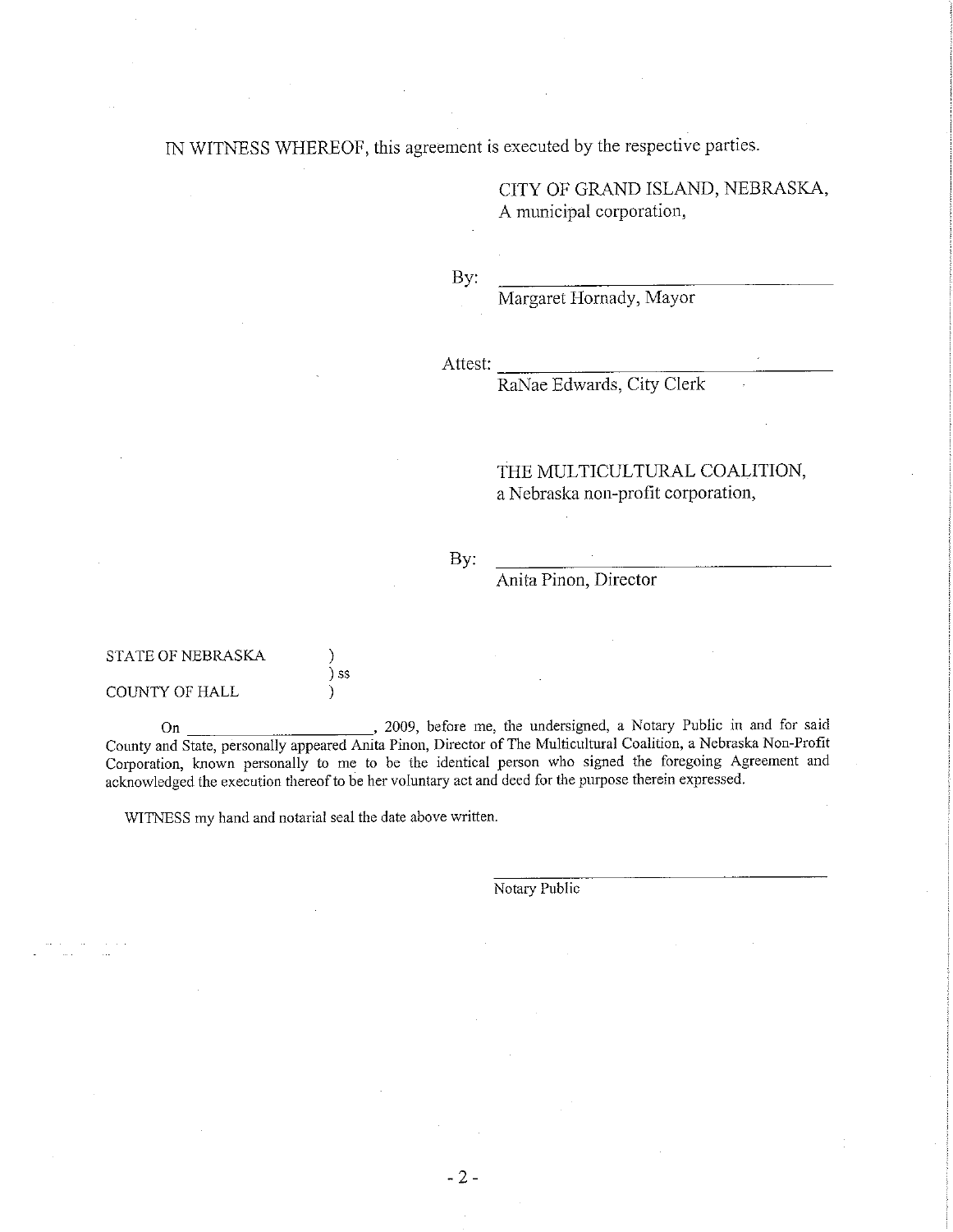IN WITNESS WHEREOF, this agreement is executed by the respective parties.

CITY OF GRAND ISLAND, NEBRASKA,
A municipal corporation,

By: ______________________________
Margaret Hornady, Mayor

Attest: ______________________________
RaNae Edwards, City Clerk

THE MULTICULTURAL COALITION,
a Nebraska non-profit corporation,

By: ______________________________
Anita Pinon, Director

STATE OF NEBRASKA )
) ss
COUNTY OF HALL )

On ____________________, 2009, before me, the undersigned, a Notary Public in and for said County and State, personally appeared Anita Pinon, Director of The Multicultural Coalition, a Nebraska Non-Profit Corporation, known personally to me to be the identical person who signed the foregoing Agreement and acknowledged the execution thereof to be her voluntary act and deed for the purpose therein expressed.

WITNESS my hand and notarial seal the date above written.

______________________________
Notary Public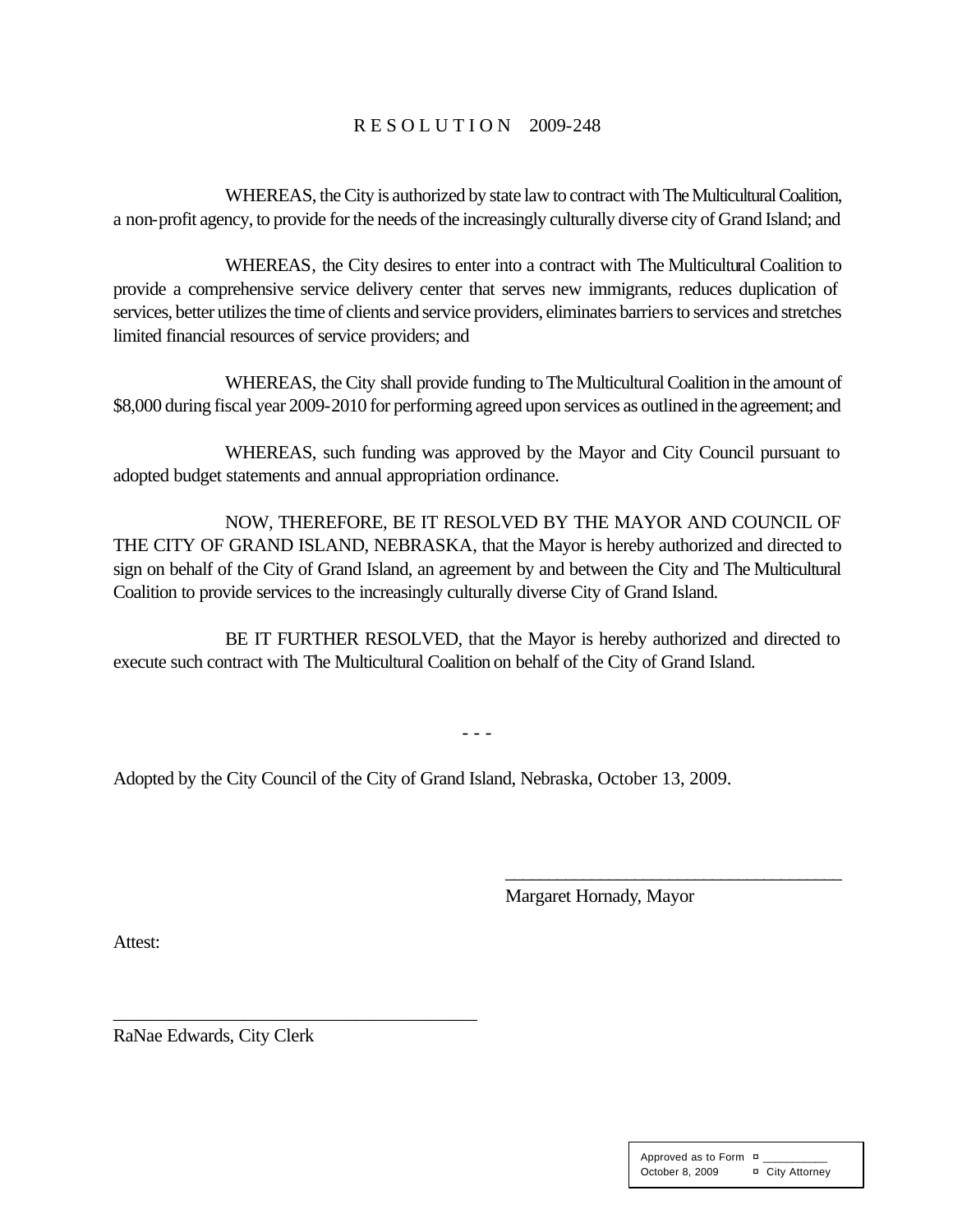# RESOLUTION 2009-248

WHEREAS, the City is authorized by state law to contract with The Multicultural Coalition, a non-profit agency, to provide for the needs of the increasingly culturally diverse city of Grand Island; and

WHEREAS, the City desires to enter into a contract with The Multicultural Coalition to provide a comprehensive service delivery center that serves new immigrants, reduces duplication of services, better utilizes the time of clients and service providers, eliminates barriers to services and stretches limited financial resources of service providers; and

WHEREAS, the City shall provide funding to The Multicultural Coalition in the amount of $8,000 during fiscal year 2009-2010 for performing agreed upon services as outlined in the agreement; and

WHEREAS, such funding was approved by the Mayor and City Council pursuant to adopted budget statements and annual appropriation ordinance.

NOW, THEREFORE, BE IT RESOLVED BY THE MAYOR AND COUNCIL OF THE CITY OF GRAND ISLAND, NEBRASKA, that the Mayor is hereby authorized and directed to sign on behalf of the City of Grand Island, an agreement by and between the City and The Multicultural Coalition to provide services to the increasingly culturally diverse City of Grand Island.

BE IT FURTHER RESOLVED, that the Mayor is hereby authorized and directed to execute such contract with The Multicultural Coalition on behalf of the City of Grand Island.

- - -

Adopted by the City Council of the City of Grand Island, Nebraska, October 13, 2009.

_____________________________________
Margaret Hornady, Mayor

Attest:

_____________________________________
RaNae Edwards, City Clerk

| | |
|---|---|
| Approved as to Form | ¤ ___________ |
| October 8, 2009 | ¤ City Attorney |